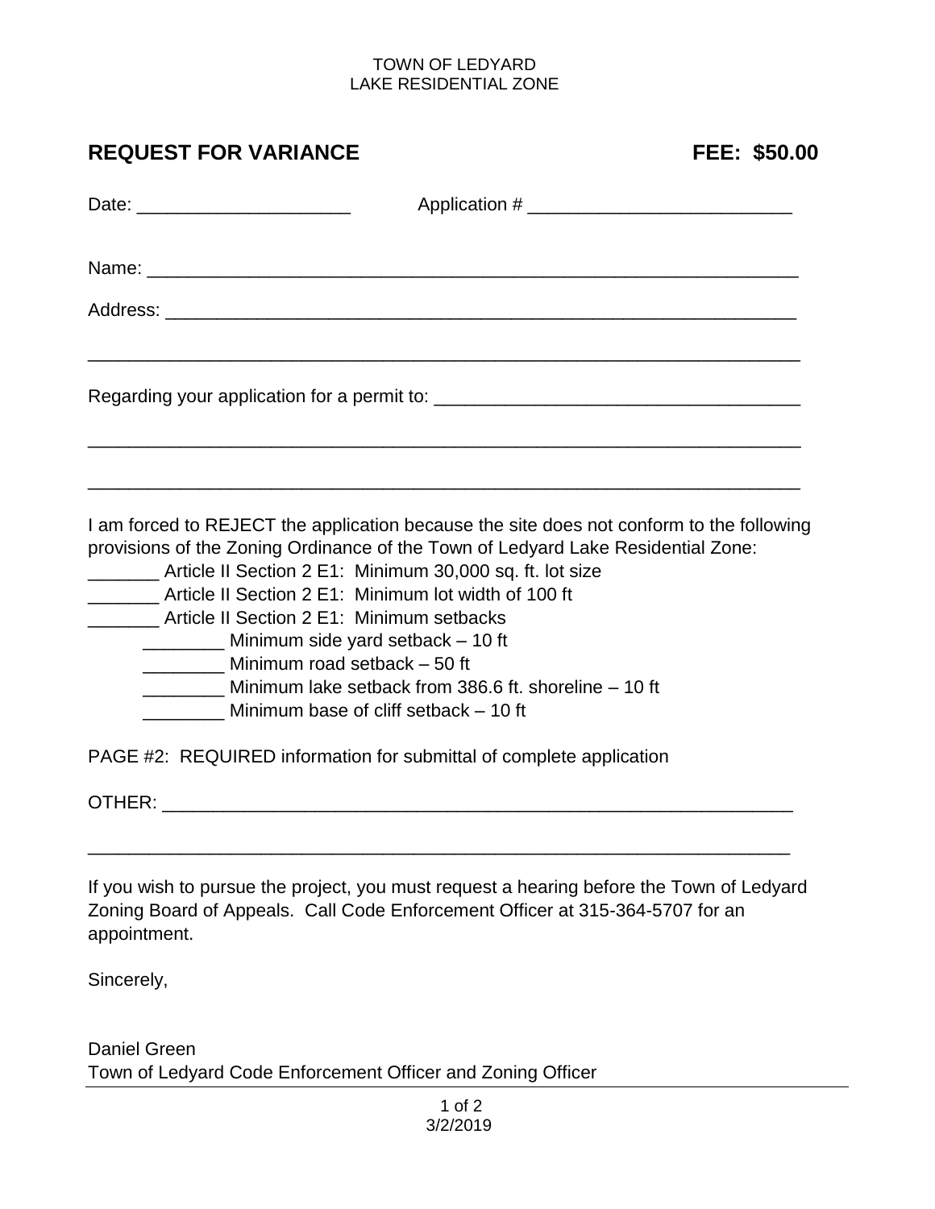TOWN OF LEDYARD
LAKE RESIDENTIAL ZONE

## REQUEST FOR VARIANCE **FEE: $50.00**

Date: _____________________ Application # __________________________

Name: _______________________________________________________________

Address: _____________________________________________________________

_____________________________________________________________________

Regarding your application for a permit to: ____________________________________

_____________________________________________________________________

_____________________________________________________________________

I am forced to REJECT the application because the site does not conform to the following provisions of the Zoning Ordinance of the Town of Ledyard Lake Residential Zone:

_______ Article II Section 2 E1: Minimum 30,000 sq. ft. lot size
_______ Article II Section 2 E1: Minimum lot width of 100 ft
_______ Article II Section 2 E1: Minimum setbacks
 ________ Minimum side yard setback – 10 ft
 ________ Minimum road setback – 50 ft
 ________ Minimum lake setback from 386.6 ft. shoreline – 10 ft
 ________ Minimum base of cliff setback – 10 ft

PAGE #2: REQUIRED information for submittal of complete application

OTHER: ______________________________________________________________

_____________________________________________________________________

If you wish to pursue the project, you must request a hearing before the Town of Ledyard Zoning Board of Appeals. Call Code Enforcement Officer at 315-364-5707 for an appointment.

Sincerely,

Daniel Green
Town of Ledyard Code Enforcement Officer and Zoning Officer

3/2/2019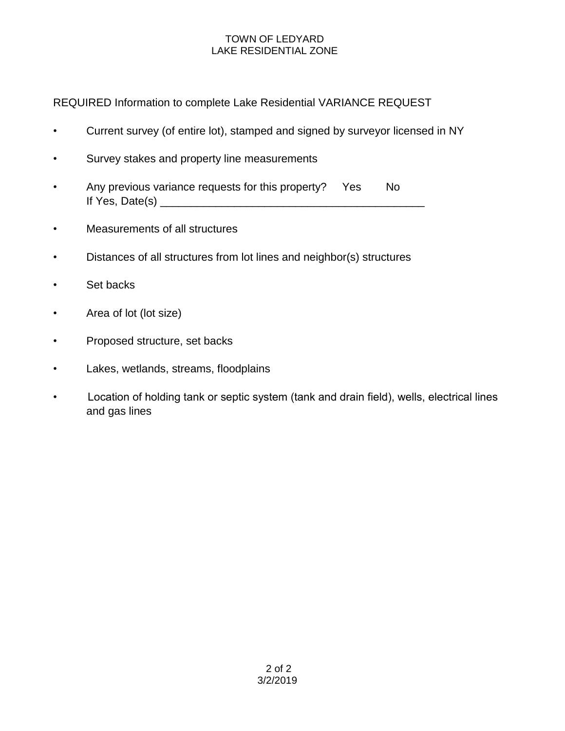TOWN OF LEDYARD
LAKE RESIDENTIAL ZONE

REQUIRED Information to complete Lake Residential VARIANCE REQUEST

- Current survey (of entire lot), stamped and signed by surveyor licensed in NY
- Survey stakes and property line measurements
- Any previous variance requests for this property? Yes No
  If Yes, Date(s) ____________________________________________
- Measurements of all structures
- Distances of all structures from lot lines and neighbor(s) structures
- Set backs
- Area of lot (lot size)
- Proposed structure, set backs
- Lakes, wetlands, streams, floodplains
- Location of holding tank or septic system (tank and drain field), wells, electrical lines and gas lines

3/2/2019